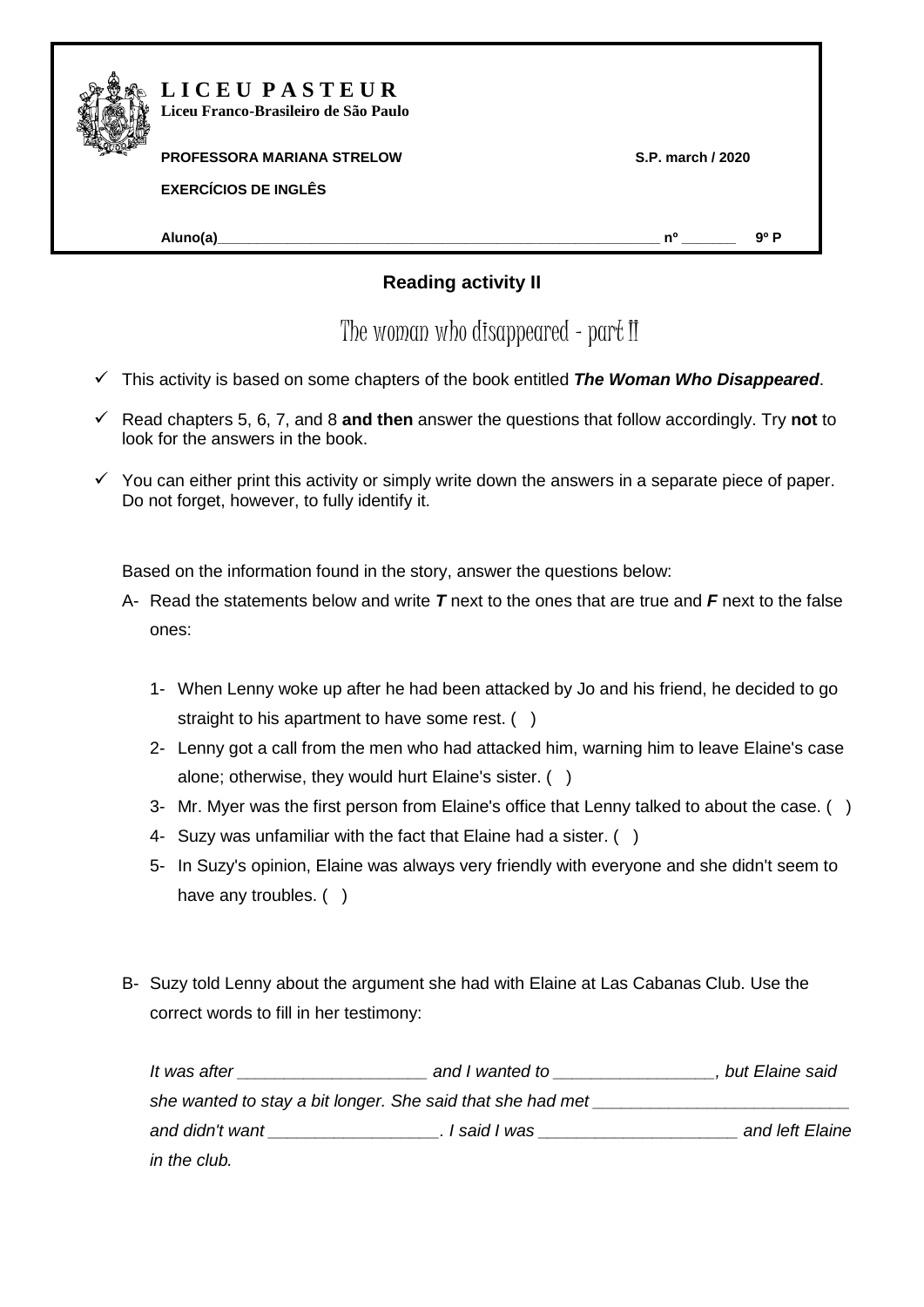**LICEU PASTEUR**
**Liceu Franco-Brasileiro de São Paulo**

**PROFESSORA MARIANA STRELOW** **S.P. march / 2020**

**EXERCÍCIOS DE INGLÊS**

**Aluno(a)**_______________________________________________________ **nº** _______ **9º P**

## Reading activity II

# The woman who disappeared - part II

- This activity is based on some chapters of the book entitled ***The Woman Who Disappeared***.
- Read chapters 5, 6, 7, and 8 **and then** answer the questions that follow accordingly. Try **not** to look for the answers in the book.
- You can either print this activity or simply write down the answers in a separate piece of paper. Do not forget, however, to fully identify it.

Based on the information found in the story, answer the questions below:

A- Read the statements below and write ***T*** next to the ones that are true and ***F*** next to the false ones:

1- When Lenny woke up after he had been attacked by Jo and his friend, he decided to go straight to his apartment to have some rest. ( )

2- Lenny got a call from the men who had attacked him, warning him to leave Elaine's case alone; otherwise, they would hurt Elaine's sister. ( )

3- Mr. Myer was the first person from Elaine's office that Lenny talked to about the case. ( )

4- Suzy was unfamiliar with the fact that Elaine had a sister. ( )

5- In Suzy's opinion, Elaine was always very friendly with everyone and she didn't seem to have any troubles. ( )

B- Suzy told Lenny about the argument she had with Elaine at Las Cabanas Club. Use the correct words to fill in her testimony:

*It was after ____________________ and I wanted to _________________, but Elaine said she wanted to stay a bit longer. She said that she had met ___________________________ and didn't want __________________. I said I was _____________________ and left Elaine in the club.*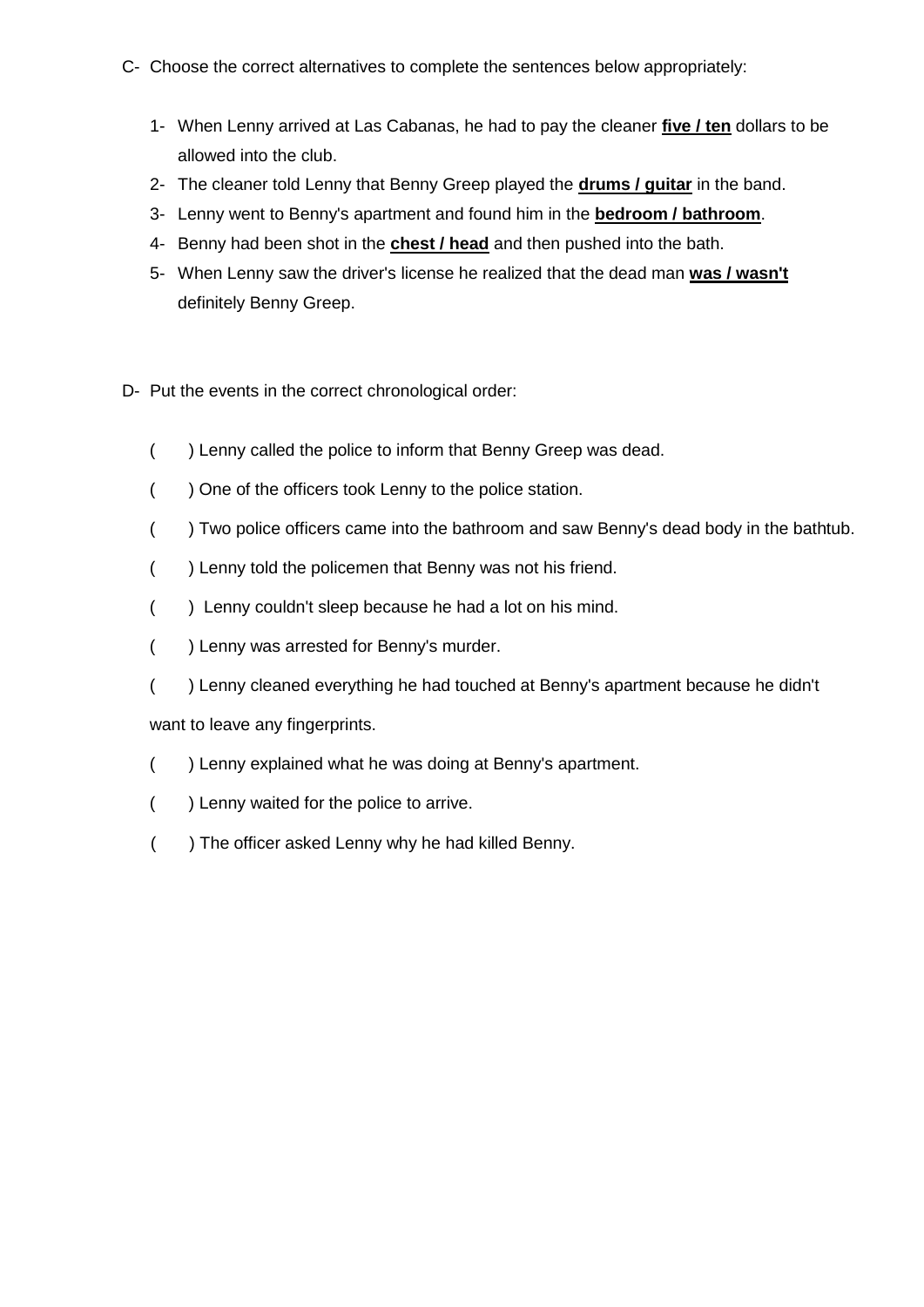C- Choose the correct alternatives to complete the sentences below appropriately:

1- When Lenny arrived at Las Cabanas, he had to pay the cleaner **five / ten** dollars to be allowed into the club.

2- The cleaner told Lenny that Benny Greep played the **drums / guitar** in the band.

3- Lenny went to Benny's apartment and found him in the **bedroom / bathroom**.

4- Benny had been shot in the **chest / head** and then pushed into the bath.

5- When Lenny saw the driver's license he realized that the dead man **was / wasn't** definitely Benny Greep.

D- Put the events in the correct chronological order:

(     ) Lenny called the police to inform that Benny Greep was dead.

(     ) One of the officers took Lenny to the police station.

(     ) Two police officers came into the bathroom and saw Benny's dead body in the bathtub.

(     ) Lenny told the policemen that Benny was not his friend.

(     ) Lenny couldn't sleep because he had a lot on his mind.

(     ) Lenny was arrested for Benny's murder.

(     ) Lenny cleaned everything he had touched at Benny's apartment because he didn't want to leave any fingerprints.

(     ) Lenny explained what he was doing at Benny's apartment.

(     ) Lenny waited for the police to arrive.

(     ) The officer asked Lenny why he had killed Benny.